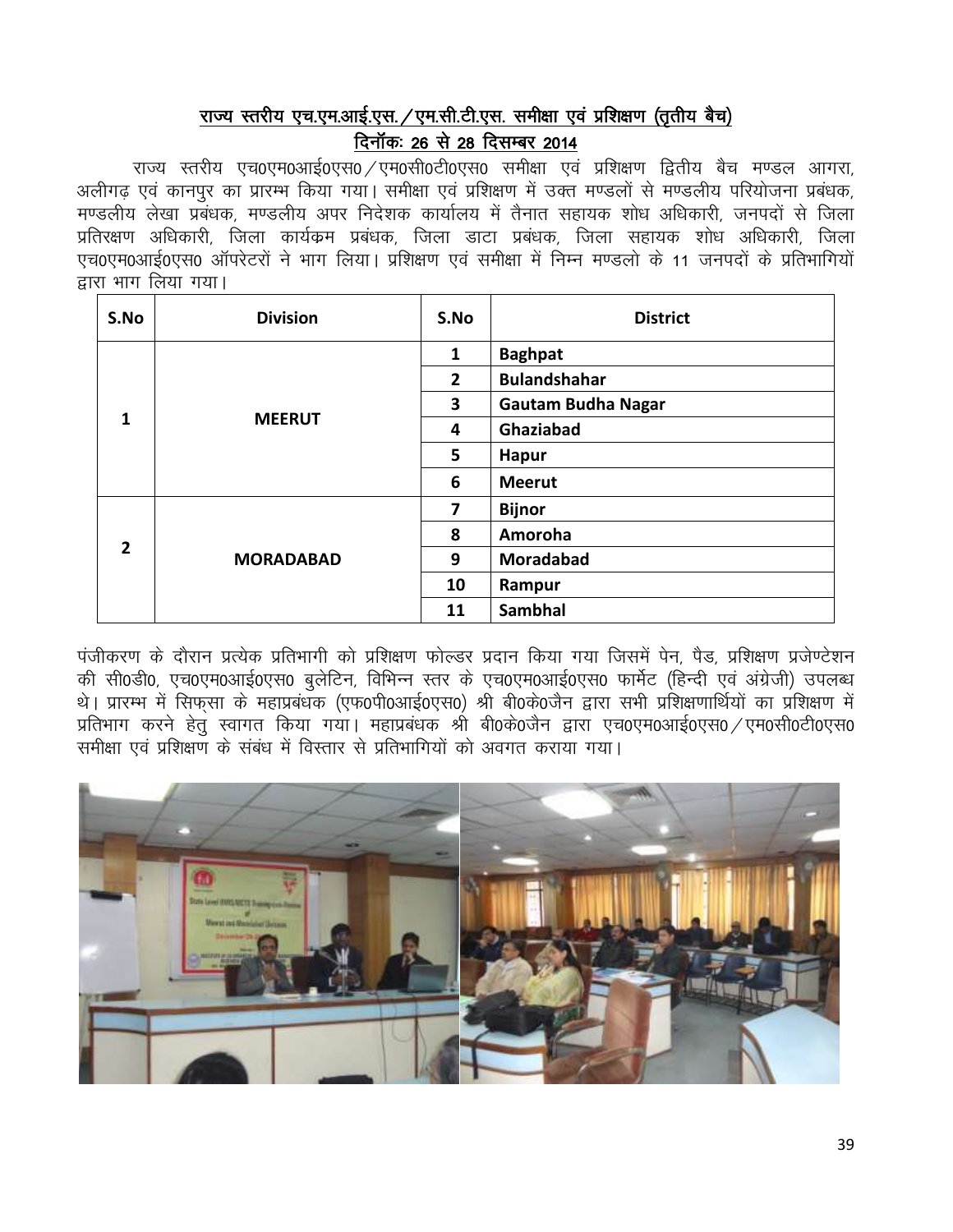## राज्य स्तरीय एच.एम.आई.एस. / एम.सी.टी.एस. समीक्षा एवं प्रशिक्षण (तृतीय बैच)

## दिनॉकः 26 से 28 दिसम्बर 2014

राज्य स्तरीय एच0एम0आई0एस0 / एम0सी0टी0एस0 समीक्षा एवं प्रशिक्षण द्वितीय बैच मण्डल आगरा, अलीगढ़ एवं कानपुर का प्रारम्भ किया गया। समीक्षा एवं प्रशिक्षण में उक्त मण्डलों से मण्डलीय परियोजना प्रबंधक, मण्डलीय लेखा प्रबंधक, मण्डलीय अपर निदेशक कार्यालय में तैनात सहायक शोध अधिकारी, जनपदों से जिला प्रतिरक्षण अधिकारी, जिला कार्यक्रम प्रबंधक, जिला डाटा प्रबंधक, जिला सहायक शोध अधिकारी, जिला एच0एम0आई0एस0 ऑपरेटरों ने भाग लिया। प्रशिक्षण एवं समीक्षा में निम्न मण्डलो के 11 जनपदों के प्रतिभागियों द्वारा भाग लिया गया।

| S.No | Division | S.No | District |
|---|---|---|---|
| 1 | MEERUT | 1 | Baghpat |
| | | 2 | Bulandshahar |
| | | 3 | Gautam Budha Nagar |
| | | 4 | Ghaziabad |
| | | 5 | Hapur |
| | | 6 | Meerut |
| 2 | MORADABAD | 7 | Bijnor |
| | | 8 | Amoroha |
| | | 9 | Moradabad |
| | | 10 | Rampur |
| | | 11 | Sambhal |

पंजीकरण के दौरान प्रत्येक प्रतिभागी को प्रशिक्षण फोल्डर प्रदान किया गया जिसमें पेन, पैड, प्रशिक्षण प्रजेण्टेशन की सी0डी0, एच0एम0आई0एस0 बुलेटिन, विभिन्न स्तर के एच0एम0आई0एस0 फार्मेट (हिन्दी एवं अंग्रेजी) उपलब्ध थे। प्रारम्भ में सिफ़सा के महाप्रबंधक (एफ0पी0आई0एस0) श्री बी0के0जैन द्वारा सभी प्रशिक्षणार्थियों का प्रशिक्षण में प्रतिभाग करने हेतु स्वागत किया गया। महाप्रबंधक श्री बी0के0जैन द्वारा एच0एम0आई0एस0 / एम0सी0टी0एस0 समीक्षा एवं प्रशिक्षण के संबंध में विस्तार से प्रतिभागियों को अवगत कराया गया।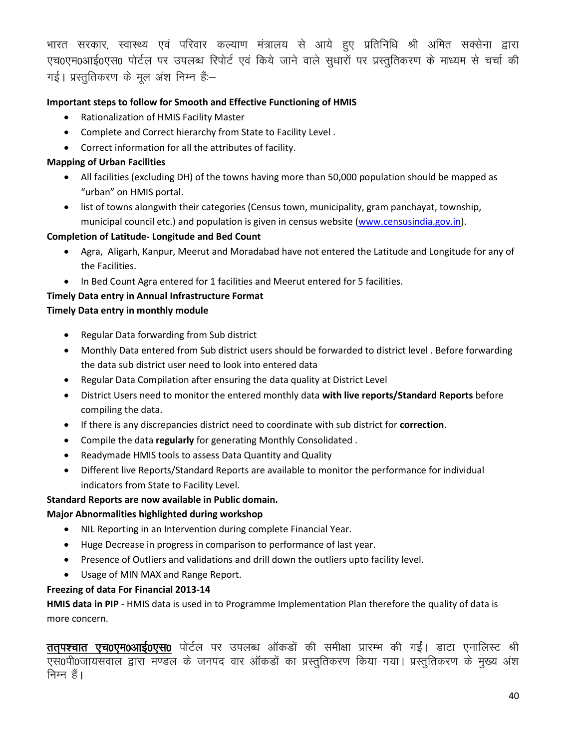भारत सरकार, स्वास्थ्य एवं परिवार कल्याण मंत्रालय से आये हुए प्रतिनिधि श्री अमित सक्सेना द्वारा एच0एम0आई0एस0 पोर्टल पर उपलब्ध रिपोर्ट एवं किये जाने वाले सुधारों पर प्रस्तुतिकरण के माध्यम से चर्चा की गई। प्रस्तुतिकरण के मूल अंश निम्न हैं:–

**Important steps to follow for Smooth and Effective Functioning of HMIS**

- Rationalization of HMIS Facility Master
- Complete and Correct hierarchy from State to Facility Level .
- Correct information for all the attributes of facility.

**Mapping of Urban Facilities**

- All facilities (excluding DH) of the towns having more than 50,000 population should be mapped as "urban" on HMIS portal.
- list of towns alongwith their categories (Census town, municipality, gram panchayat, township, municipal council etc.) and population is given in census website (www.censusindia.gov.in).

**Completion of Latitude- Longitude and Bed Count**

- Agra, Aligarh, Kanpur, Meerut and Moradabad have not entered the Latitude and Longitude for any of the Facilities.
- In Bed Count Agra entered for 1 facilities and Meerut entered for 5 facilities.

**Timely Data entry in Annual Infrastructure Format**

**Timely Data entry in monthly module**

- Regular Data forwarding from Sub district
- Monthly Data entered from Sub district users should be forwarded to district level . Before forwarding the data sub district user need to look into entered data
- Regular Data Compilation after ensuring the data quality at District Level
- District Users need to monitor the entered monthly data **with live reports/Standard Reports** before compiling the data.
- If there is any discrepancies district need to coordinate with sub district for **correction**.
- Compile the data **regularly** for generating Monthly Consolidated .
- Readymade HMIS tools to assess Data Quantity and Quality
- Different live Reports/Standard Reports are available to monitor the performance for individual indicators from State to Facility Level.

**Standard Reports are now available in Public domain.**

**Major Abnormalities highlighted during workshop**

- NIL Reporting in an Intervention during complete Financial Year.
- Huge Decrease in progress in comparison to performance of last year.
- Presence of Outliers and validations and drill down the outliers upto facility level.
- Usage of MIN MAX and Range Report.

**Freezing of data For Financial 2013-14**

**HMIS data in PIP** - HMIS data is used in to Programme Implementation Plan therefore the quality of data is more concern.

**तत्पश्चात एच0एम0आई0एस0** पोर्टल पर उपलब्ध ऑकडों की समीक्षा प्रारम्भ की गईं। डाटा एनालिस्ट श्री एस0पी0जायसवाल द्वारा मण्डल के जनपद वार ऑकडों का प्रस्तुतिकरण किया गया। प्रस्तुतिकरण के मुख्य अंश निम्न हैं।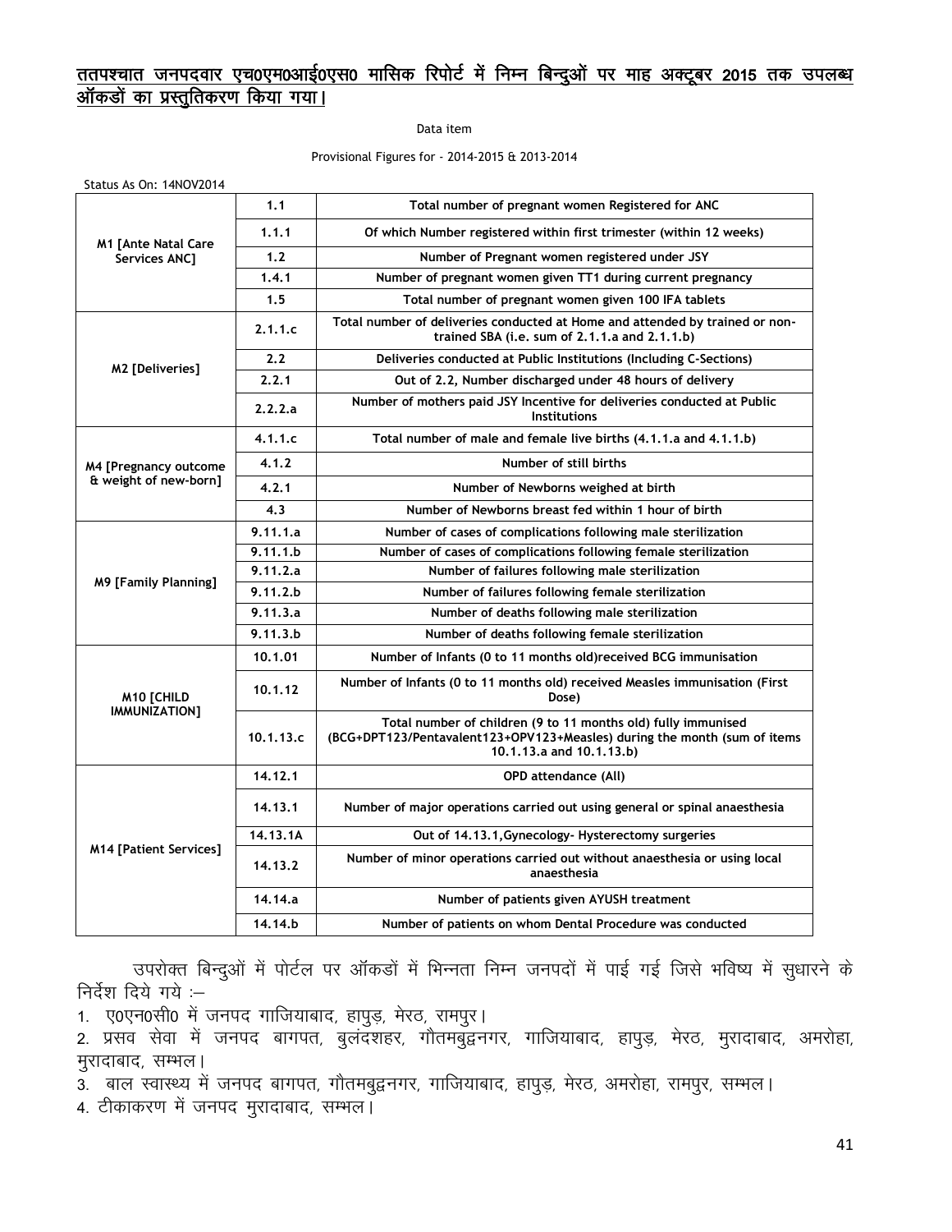**ततपश्चात जनपदवार एच0एम0आई0एस0 मासिक रिपोर्ट में निम्न बिन्दुओं पर माह अक्टूबर 2015 तक उपलब्ध ऑकडों का प्रस्तुतिकरण किया गया।**

Data item

Provisional Figures for - 2014-2015 & 2013-2014

Status As On: 14NOV2014

| | | |
|---|---|---|
| **M1 [Ante Natal Care Services ANC]** | **1.1** | **Total number of pregnant women Registered for ANC** |
| | **1.1.1** | **Of which Number registered within first trimester (within 12 weeks)** |
| | **1.2** | **Number of Pregnant women registered under JSY** |
| | **1.4.1** | **Number of pregnant women given TT1 during current pregnancy** |
| | **1.5** | **Total number of pregnant women given 100 IFA tablets** |
| **M2 [Deliveries]** | **2.1.1.c** | **Total number of deliveries conducted at Home and attended by trained or non-trained SBA (i.e. sum of 2.1.1.a and 2.1.1.b)** |
| | **2.2** | **Deliveries conducted at Public Institutions (Including C-Sections)** |
| | **2.2.1** | **Out of 2.2, Number discharged under 48 hours of delivery** |
| | **2.2.2.a** | **Number of mothers paid JSY Incentive for deliveries conducted at Public Institutions** |
| **M4 [Pregnancy outcome & weight of new-born]** | **4.1.1.c** | **Total number of male and female live births (4.1.1.a and 4.1.1.b)** |
| | **4.1.2** | **Number of still births** |
| | **4.2.1** | **Number of Newborns weighed at birth** |
| | **4.3** | **Number of Newborns breast fed within 1 hour of birth** |
| **M9 [Family Planning]** | **9.11.1.a** | **Number of cases of complications following male sterilization** |
| | **9.11.1.b** | **Number of cases of complications following female sterilization** |
| | **9.11.2.a** | **Number of failures following male sterilization** |
| | **9.11.2.b** | **Number of failures following female sterilization** |
| | **9.11.3.a** | **Number of deaths following male sterilization** |
| | **9.11.3.b** | **Number of deaths following female sterilization** |
| **M10 [CHILD IMMUNIZATION]** | **10.1.01** | **Number of Infants (0 to 11 months old)received BCG immunisation** |
| | **10.1.12** | **Number of Infants (0 to 11 months old) received Measles immunisation (First Dose)** |
| | **10.1.13.c** | **Total number of children (9 to 11 months old) fully immunised (BCG+DPT123/Pentavalent123+OPV123+Measles) during the month (sum of items 10.1.13.a and 10.1.13.b)** |
| **M14 [Patient Services]** | **14.12.1** | **OPD attendance (All)** |
| | **14.13.1** | **Number of major operations carried out using general or spinal anaesthesia** |
| | **14.13.1A** | **Out of 14.13.1,Gynecology- Hysterectomy surgeries** |
| | **14.13.2** | **Number of minor operations carried out without anaesthesia or using local anaesthesia** |
| | **14.14.a** | **Number of patients given AYUSH treatment** |
| | **14.14.b** | **Number of patients on whom Dental Procedure was conducted** |

उपरोक्त बिन्दुओं में पोर्टल पर ऑकडों में भिन्नता निम्न जनपदों में पाई गई जिसे भविष्य में सुधारने के निर्देश दिये गये :–

1. ए0एन0सी0 में जनपद गाजियाबाद, हापुड़, मेरठ, रामपुर।
2. प्रसव सेवा में जनपद बागपत, बुलंदशहर, गौतमबुद्वनगर, गाजियाबाद, हापुड़, मेरठ, मुरादाबाद, अमरोहा, मुरादाबाद, सम्भल।
3. बाल स्वास्थ्य में जनपद बागपत, गौतमबुद्वनगर, गाजियाबाद, हापुड़, मेरठ, अमरोहा, रामपुर, सम्भल।
4. टीकाकरण में जनपद मुरादाबाद, सम्भल।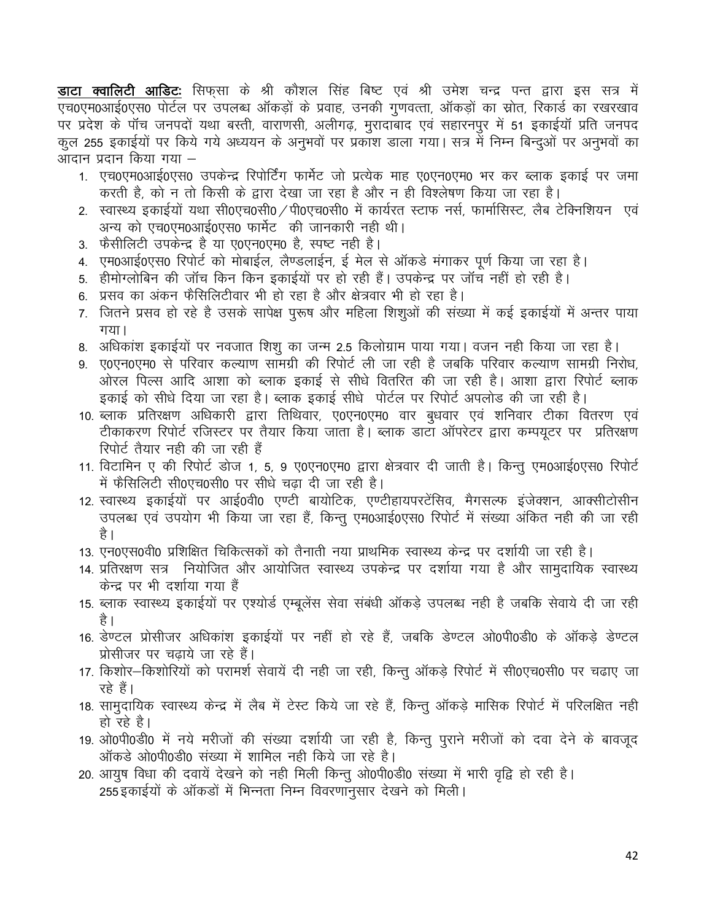**डाटा क्वालिटी आडिटः** सिफ्सा के श्री कौशल सिंह बिष्ट एवं श्री उमेश चन्द्र पन्त द्वारा इस सत्र में एच0एम0आई0एस0 पोर्टल पर उपलब्ध ऑकड़ों के प्रवाह, उनकी गुणवत्ता, ऑकड़ों का स्रोत, रिकार्ड का रखरखाव पर प्रदेश के पॉच जनपदों यथा बस्ती, वाराणसी, अलीगढ़, मुरादाबाद एवं सहारनपुर में 51 इकाईयॉ प्रति जनपद कुल 255 इकाईयों पर किये गये अध्ययन के अनुभवों पर प्रकाश डाला गया। सत्र में निम्न बिन्दुओं पर अनुभवों का आदान प्रदान किया गया –

1. एच0एम0आई0एस0 उपकेन्द्र रिपोर्टिंग फार्मेट जो प्रत्येक माह ए0एन0एम0 भर कर ब्लाक इकाई पर जमा करती है, को न तो किसी के द्वारा देखा जा रहा है और न ही विश्लेषण किया जा रहा है।
2. स्वास्थ्य इकाईयों यथा सी0एच0सी0 / पी0एच0सी0 में कार्यरत स्टाफ नर्स, फार्मासिस्ट, लैब टेक्निशियन एवं अन्य को एच0एम0आई0एस0 फार्मेट की जानकारी नही थी।
3. फैसीलिटी उपकेन्द्र है या ए0एन0एम0 है, स्पष्ट नही है।
4. एम0आई0एस0 रिपोर्ट को मोबाईल, लैण्डलाईन, ई मेल से ऑकडे मंगाकर पूर्ण किया जा रहा है।
5. हीमोग्लोबिन की जॉच किन किन इकाईयों पर हो रही हैं। उपकेन्द्र पर जॉच नहीं हो रही है।
6. प्रसव का अंकन फैसिलिटीवार भी हो रहा है और क्षेत्रवार भी हो रहा है।
7. जितने प्रसव हो रहे है उसके सापेक्ष पुरूष और महिला शिशुओं की संख्या में कई इकाईयों में अन्तर पाया गया।
8. अधिकांश इकाईयों पर नवजात शिशु का जन्म 2.5 किलोग्राम पाया गया। वजन नही किया जा रहा है।
9. ए0एन0एम0 से परिवार कल्याण सामग्री की रिपोर्ट ली जा रही है जबकि परिवार कल्याण सामग्री निरोध, ओरल पिल्स आदि आशा को ब्लाक इकाई से सीधे वितरित की जा रही है। आशा द्वारा रिपोर्ट ब्लाक इकाई को सीधे दिया जा रहा है। ब्लाक इकाई सीधे पोर्टल पर रिपोर्ट अपलोड की जा रही है।
10. ब्लाक प्रतिरक्षण अधिकारी द्वारा तिथिवार, ए0एन0एम0 वार बुधवार एवं शनिवार टीका वितरण एवं टीकाकरण रिपोर्ट रजिस्टर पर तैयार किया जाता है। ब्लाक डाटा ऑपरेटर द्वारा कम्पयूटर पर प्रतिरक्षण रिपोर्ट तैयार नही की जा रही हैं
11. विटामिन ए की रिपोर्ट डोज 1, 5, 9 ए0एन0एम0 द्वारा क्षेत्रवार दी जाती है। किन्तु एम0आई0एस0 रिपोर्ट में फैसिलिटी सी0एच0सी0 पर सीधे चढ़ा दी जा रही है।
12. स्वास्थ्य इकाईयों पर आई0वी0 एण्टी बायोटिक, एण्टीहायपरटेंसिव, मैगसल्फ इंजेक्शन, आक्सीटोसीन उपलब्ध एवं उपयोग भी किया जा रहा हैं, किन्तु एम0आई0एस0 रिपोर्ट में संख्या अंकित नही की जा रही है।
13. एन0एस0वी0 प्रशिक्षित चिकित्सकों को तैनाती नया प्राथमिक स्वास्थ्य केन्द्र पर दर्शायी जा रही है।
14. प्रतिरक्षण सत्र नियोजित और आयोजित स्वास्थ्य उपकेन्द्र पर दर्शाया गया है और सामुदायिक स्वास्थ्य केन्द्र पर भी दर्शाया गया हैं
15. ब्लाक स्वास्थ्य इकाईयों पर एश्योर्ड एम्बूलेंस सेवा संबंधी ऑकड़े उपलब्ध नही है जबकि सेवाये दी जा रही है।
16. डेण्टल प्रोसीजर अधिकांश इकाईयों पर नहीं हो रहे हैं, जबकि डेण्टल ओ0पी0डी0 के ऑकड़े डेण्टल प्रोसीजर पर चढ़ाये जा रहे हैं।
17. किशोर–किशोरियों को परामर्श सेवायें दी नही जा रही, किन्तु ऑकड़े रिपोर्ट में सी0एच0सी0 पर चढाए जा रहे हैं।
18. सामुदायिक स्वास्थ्य केन्द्र में लैब में टेस्ट किये जा रहे हैं, किन्तु ऑकड़े मासिक रिपोर्ट में परिलक्षित नही हो रहे है।
19. ओ0पी0डी0 में नये मरीजों की संख्या दर्शायी जा रही है, किन्तु पुराने मरीजों को दवा देने के बावजूद ऑकडे ओ0पी0डी0 संख्या में शामिल नही किये जा रहे है।
20. आयुष विधा की दवायें देखने को नही मिली किन्तु ओ0पी0डी0 संख्या में भारी वृद्वि हो रही है।

255 इकाईयों के ऑकडों में भिन्नता निम्न विवरणानुसार देखने को मिली।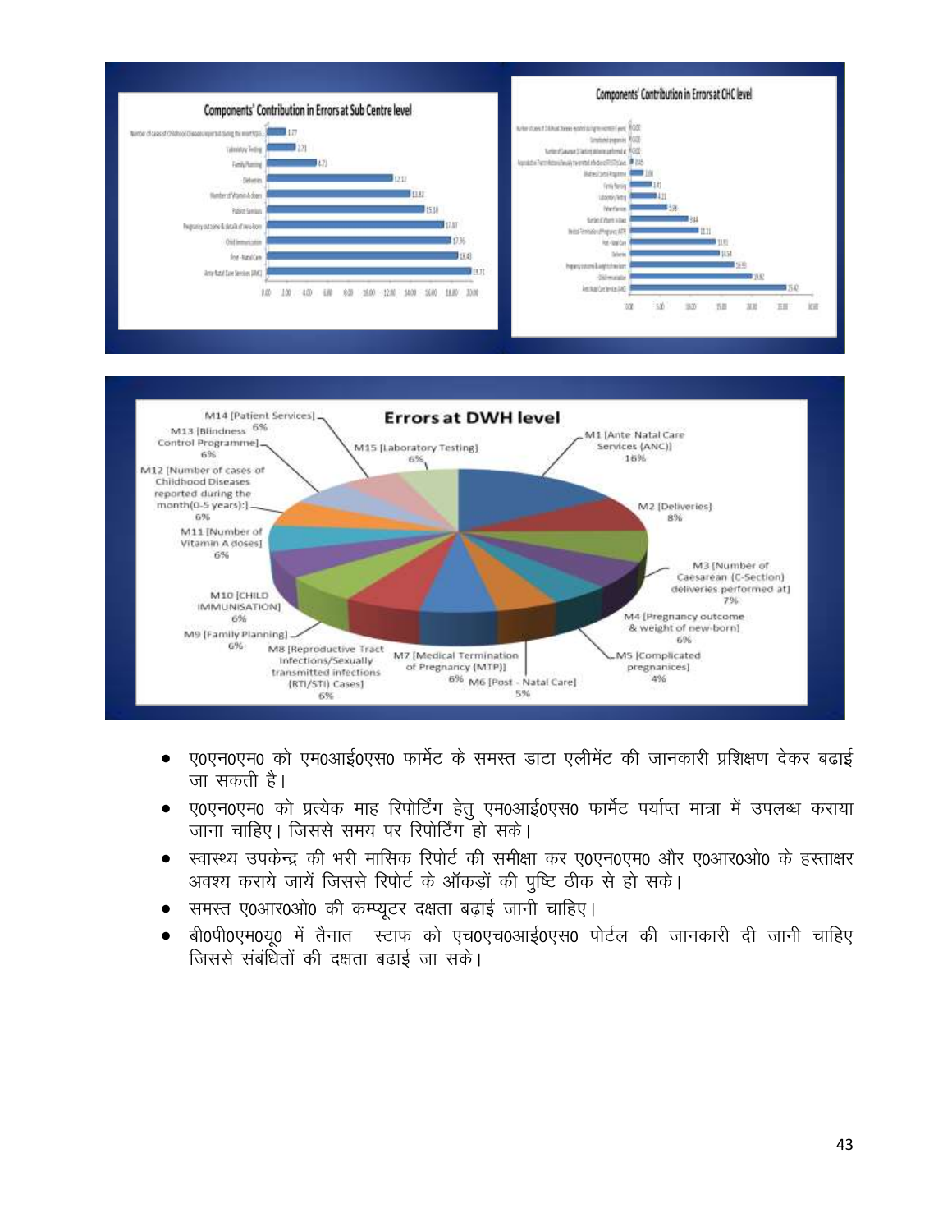**Components' Contribution in Errors at Sub Centre level**

| Component | Value |
| --- | --- |
| Number of cases of Childhood Diseases reported during the month(0-5 years) | 1.77 |
| Laboratory Testing | 2.71 |
| Family Planning | 4.73 |
| Deliveries | 12.12 |
| Number of Vitamin A doses | 13.82 |
| Patient Services | 15.18 |
| Pregnancy outcome & details of new-born | 17.07 |
| Child Immunization | 17.76 |
| Post-Natal Care | 18.43 |
| Ante Natal Care Services (ANC) | 19.71 |

**Components' Contribution in Errors at CHC level**

**Errors at DWH level**

- M1 [Ante Natal Care Services (ANC)] 16%
- M2 [Deliveries] 8%
- M3 [Number of Caesarean (C-Section) deliveries performed at] 7%
- M4 [Pregnancy outcome & weight of new-born] 6%
- M5 [Complicated pregnancies] 4%
- M6 [Post - Natal Care] 5%
- M7 [Medical Termination of Pregnancy (MTP)] 6%
- M8 [Reproductive Tract Infections/Sexually transmitted infections (RTI/STI) Cases] 6%
- M9 [Family Planning] 6%
- M10 [CHILD IMMUNISATION] 6%
- M11 [Number of Vitamin A doses] 6%
- M12 [Number of cases of Childhood Diseases reported during the month(0-5 years):] 6%
- M13 [Blindness Control Programme] 6%
- M14 [Patient Services] 6%
- M15 [Laboratory Testing] 6%

- ए0एन0एम0 को एम0आई0एस0 फार्मेट के समस्त डाटा एलीमेंट की जानकारी प्रशिक्षण देकर बढाई जा सकती है।
- ए0एन0एम0 को प्रत्येक माह रिपोर्टिंग हेतु एम0आई0एस0 फार्मेट पर्याप्त मात्रा में उपलब्ध कराया जाना चाहिए। जिससे समय पर रिपोर्टिंग हो सके।
- स्वास्थ्य उपकेन्द्र की भरी मासिक रिपोर्ट की समीक्षा कर ए0एन0एम0 और ए0आर0ओ0 के हस्ताक्षर अवश्य कराये जायें जिससे रिपोर्ट के ऑकड़ों की पुष्टि ठीक से हो सके।
- समस्त ए0आर0ओ0 की कम्प्यूटर दक्षता बढ़ाई जानी चाहिए।
- बी0पी0एम0यू0 में तैनात स्टाफ को एच0एच0आई0एस0 पोर्टल की जानकारी दी जानी चाहिए जिससे संबंधितों की दक्षता बढाई जा सके।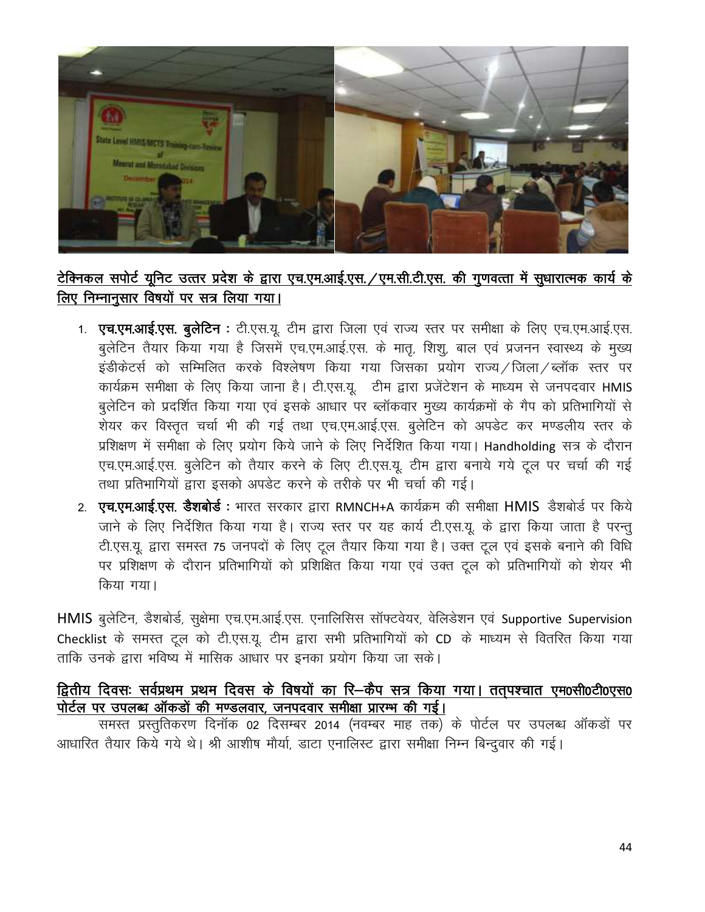**<u>टेक्निकल सपोर्ट यूनिट उत्तर प्रदेश के द्वारा एच.एम.आई.एस./एम.सी.टी.एस. की गुणवत्ता में सुधारात्मक कार्य के लिए निम्नानुसार विषयों पर सत्र लिया गया।</u>**

1. **एच.एम.आई.एस. बुलेटिन :** टी.एस.यू. टीम द्वारा जिला एवं राज्य स्तर पर समीक्षा के लिए एच.एम.आई.एस. बुलेटिन तैयार किया गया है जिसमें एच.एम.आई.एस. के मातृ, शिशु, बाल एवं प्रजनन स्वास्थ्य के मुख्य इंडीकेटर्स को सम्मिलित करके विश्लेषण किया गया जिसका प्रयोग राज्य/जिला/ब्लॉक स्तर पर कार्यक्रम समीक्षा के लिए किया जाना है। टी.एस.यू. टीम द्वारा प्रजेंटेशन के माध्यम से जनपदवार HMIS बुलेटिन को प्रदर्शित किया गया एवं इसके आधार पर ब्लॉकवार मुख्य कार्यक्रमों के गैप को प्रतिभागियों से शेयर कर विस्तृत चर्चा भी की गई तथा एच.एम.आई.एस. बुलेटिन को अपडेट कर मण्डलीय स्तर के प्रशिक्षण में समीक्षा के लिए प्रयोग किये जाने के लिए निर्देशित किया गया। Handholding सत्र के दौरान एच.एम.आई.एस. बुलेटिन को तैयार करने के लिए टी.एस.यू. टीम द्वारा बनाये गये टूल पर चर्चा की गई तथा प्रतिभागियों द्वारा इसको अपडेट करने के तरीके पर भी चर्चा की गई।
2. **एच.एम.आई.एस. डैशबोर्ड :** भारत सरकार द्वारा RMNCH+A कार्यक्रम की समीक्षा HMIS डैशबोर्ड पर किये जाने के लिए निर्देशित किया गया है। राज्य स्तर पर यह कार्य टी.एस.यू. के द्वारा किया जाता है परन्तु टी.एस.यू. द्वारा समस्त 75 जनपदों के लिए टूल तैयार किया गया है। उक्त टूल एवं इसके बनाने की विधि पर प्रशिक्षण के दौरान प्रतिभागियों को प्रशिक्षित किया गया एवं उक्त टूल को प्रतिभागियों को शेयर भी किया गया।

HMIS बुलेटिन, डैशबोर्ड, सुक्षेमा एच.एम.आई.एस. एनालिसिस सॉफ्टवेयर, वेलिडेशन एवं Supportive Supervision Checklist के समस्त टूल को टी.एस.यू. टीम द्वारा सभी प्रतिभागियों को CD के माध्यम से वितरित किया गया ताकि उनके द्वारा भविष्य में मासिक आधार पर इनका प्रयोग किया जा सके।

**<u>द्वितीय दिवसः सर्वप्रथम प्रथम दिवस के विषयों का रि–कैप सत्र किया गया। तत्पश्चात एम0सी0टी0एस0 पोर्टल पर उपलब्ध ऑकडों की मण्डलवार, जनपदवार समीक्षा प्रारम्भ की गई।</u>**

समस्त प्रस्तुतिकरण दिनॉक 02 दिसम्बर 2014 (नवम्बर माह तक) के पोर्टल पर उपलब्ध ऑकडों पर आधारित तैयार किये गये थे। श्री आशीष मौर्या, डाटा एनालिस्ट द्वारा समीक्षा निम्न बिन्दुवार की गई।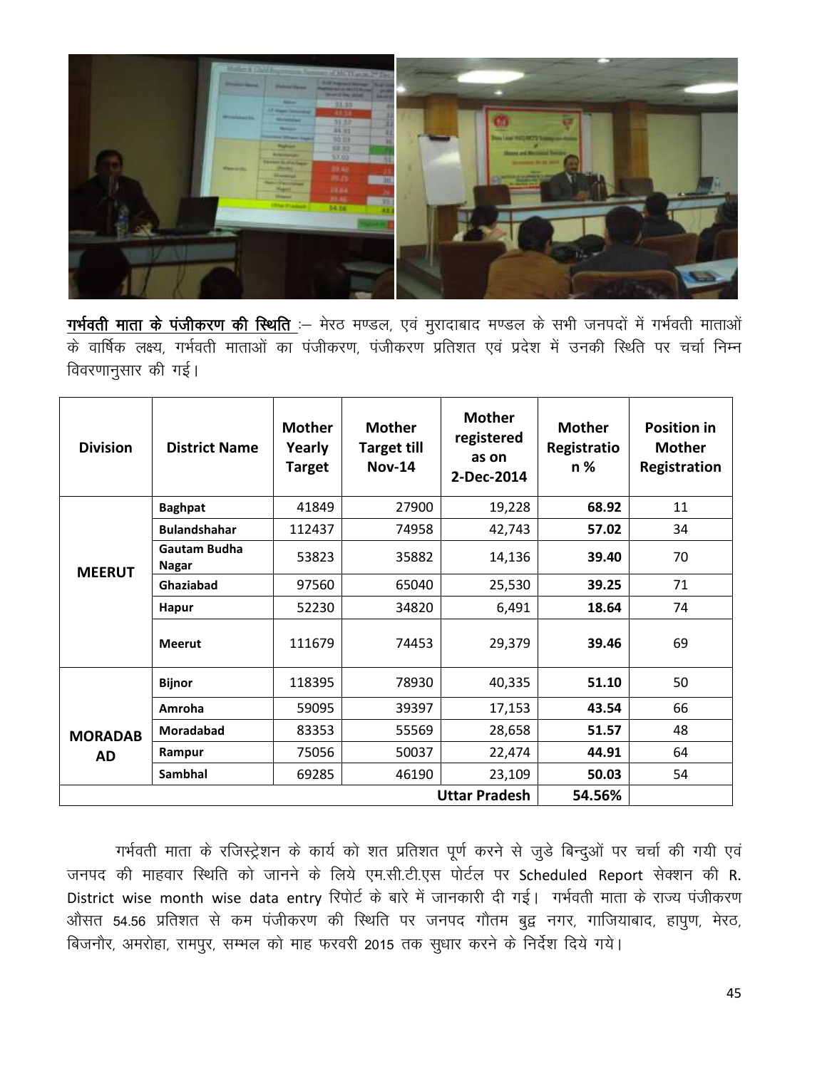**गर्भवती माता के पंजीकरण की स्थिति** :– मेरठ मण्डल, एवं मुरादाबाद मण्डल के सभी जनपदों में गर्भवती माताओं के वार्षिक लक्ष्य, गर्भवती माताओं का पंजीकरण, पंजीकरण प्रतिशत एवं प्रदेश में उनकी स्थिति पर चर्चा निम्न विवरणानुसार की गई।

| Division | District Name | Mother Yearly Target | Mother Target till Nov-14 | Mother registered as on 2-Dec-2014 | Mother Registration % | Position in Mother Registration |
|---|---|---|---|---|---|---|
| MEERUT | **Baghpat** | 41849 | 27900 | 19,228 | **68.92** | 11 |
| | **Bulandshahar** | 112437 | 74958 | 42,743 | **57.02** | 34 |
| | **Gautam Budha Nagar** | 53823 | 35882 | 14,136 | **39.40** | 70 |
| | **Ghaziabad** | 97560 | 65040 | 25,530 | **39.25** | 71 |
| | **Hapur** | 52230 | 34820 | 6,491 | **18.64** | 74 |
| | **Meerut** | 111679 | 74453 | 29,379 | **39.46** | 69 |
| MORADABAD | **Bijnor** | 118395 | 78930 | 40,335 | **51.10** | 50 |
| | **Amroha** | 59095 | 39397 | 17,153 | **43.54** | 66 |
| | **Moradabad** | 83353 | 55569 | 28,658 | **51.57** | 48 |
| | **Rampur** | 75056 | 50037 | 22,474 | **44.91** | 64 |
| | **Sambhal** | 69285 | 46190 | 23,109 | **50.03** | 54 |
| | | | | **Uttar Pradesh** | **54.56%** | |

गर्भवती माता के रजिस्ट्रेशन के कार्य को शत प्रतिशत पूर्ण करने से जुडे बिन्दुओं पर चर्चा की गयी एवं जनपद की माहवार स्थिति को जानने के लिये एम.सी.टी.एस पोर्टल पर Scheduled Report सेक्शन की R. District wise month wise data entry रिपोर्ट के बारे में जानकारी दी गई। गर्भवती माता के राज्य पंजीकरण औसत 54.56 प्रतिशत से कम पंजीकरण की स्थिति पर जनपद गौतम बुद्व नगर, गाजियाबाद, हापुण, मेरठ, बिजनौर, अमरोहा, रामपुर, सम्भल को माह फरवरी 2015 तक सुधार करने के निर्देश दिये गये।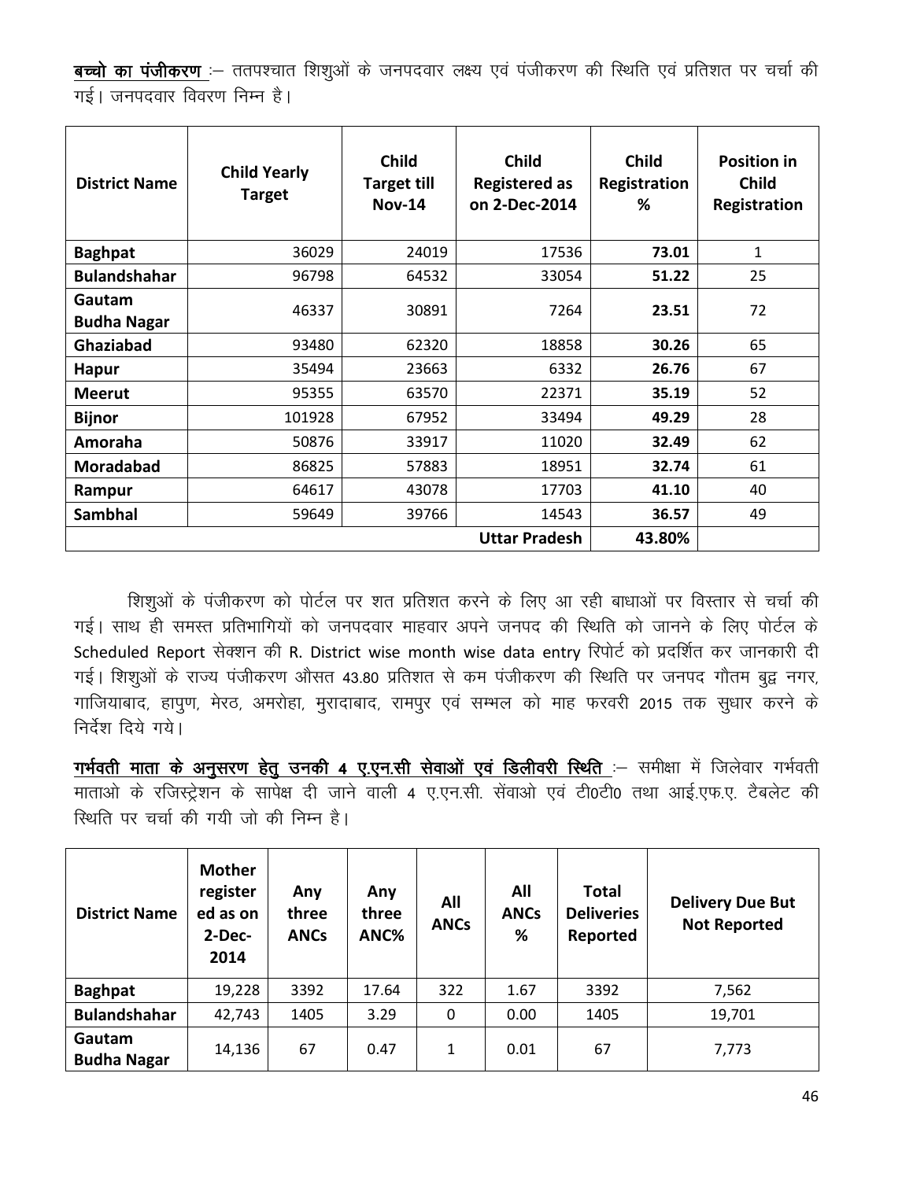**बच्चो का पंजीकरण** :– ततपश्चात शिशुओं के जनपदवार लक्ष्य एवं पंजीकरण की स्थिति एवं प्रतिशत पर चर्चा की गई। जनपदवार विवरण निम्न है।

| District Name | Child Yearly Target | Child Target till Nov-14 | Child Registered as on 2-Dec-2014 | Child Registration % | Position in Child Registration |
|---|---|---|---|---|---|
| **Baghpat** | 36029 | 24019 | 17536 | **73.01** | 1 |
| **Bulandshahar** | 96798 | 64532 | 33054 | **51.22** | 25 |
| **Gautam Budha Nagar** | 46337 | 30891 | 7264 | **23.51** | 72 |
| **Ghaziabad** | 93480 | 62320 | 18858 | **30.26** | 65 |
| **Hapur** | 35494 | 23663 | 6332 | **26.76** | 67 |
| **Meerut** | 95355 | 63570 | 22371 | **35.19** | 52 |
| **Bijnor** | 101928 | 67952 | 33494 | **49.29** | 28 |
| **Amoraha** | 50876 | 33917 | 11020 | **32.49** | 62 |
| **Moradabad** | 86825 | 57883 | 18951 | **32.74** | 61 |
| **Rampur** | 64617 | 43078 | 17703 | **41.10** | 40 |
| **Sambhal** | 59649 | 39766 | 14543 | **36.57** | 49 |
| | | | **Uttar Pradesh** | **43.80%** | |

शिशुओं के पंजीकरण को पोर्टल पर शत प्रतिशत करने के लिए आ रही बाधाओं पर विस्तार से चर्चा की गई। साथ ही समस्त प्रतिभागियों को जनपदवार माहवार अपने जनपद की स्थिति को जानने के लिए पोर्टल के Scheduled Report सेक्शन की R. District wise month wise data entry रिपोर्ट को प्रदर्शित कर जानकारी दी गई। शिशुओं के राज्य पंजीकरण औसत 43.80 प्रतिशत से कम पंजीकरण की स्थिति पर जनपद गौतम बुद्व नगर, गाजियाबाद, हापुण, मेरठ, अमरोहा, मुरादाबाद, रामपुर एवं सम्भल को माह फरवरी 2015 तक सुधार करने के निर्देश दिये गये।

**गर्भवती माता के अनुसरण हेतु उनकी 4 ए.एन.सी सेवाओं एवं डिलीवरी स्थिति** :– समीक्षा में जिलेवार गर्भवती माताओ के रजिस्ट्रेशन के सापेक्ष दी जाने वाली 4 ए.एन.सी. सेंवाओ एवं टी0टी0 तथा आई.एफ.ए. टैबलेट की स्थिति पर चर्चा की गयी जो की निम्न है।

| District Name | Mother registered as on 2-Dec-2014 | Any three ANCs | Any three ANC% | All ANCs | All ANCs % | Total Deliveries Reported | Delivery Due But Not Reported |
|---|---|---|---|---|---|---|---|
| **Baghpat** | 19,228 | 3392 | 17.64 | 322 | 1.67 | 3392 | 7,562 |
| **Bulandshahar** | 42,743 | 1405 | 3.29 | 0 | 0.00 | 1405 | 19,701 |
| **Gautam Budha Nagar** | 14,136 | 67 | 0.47 | 1 | 0.01 | 67 | 7,773 |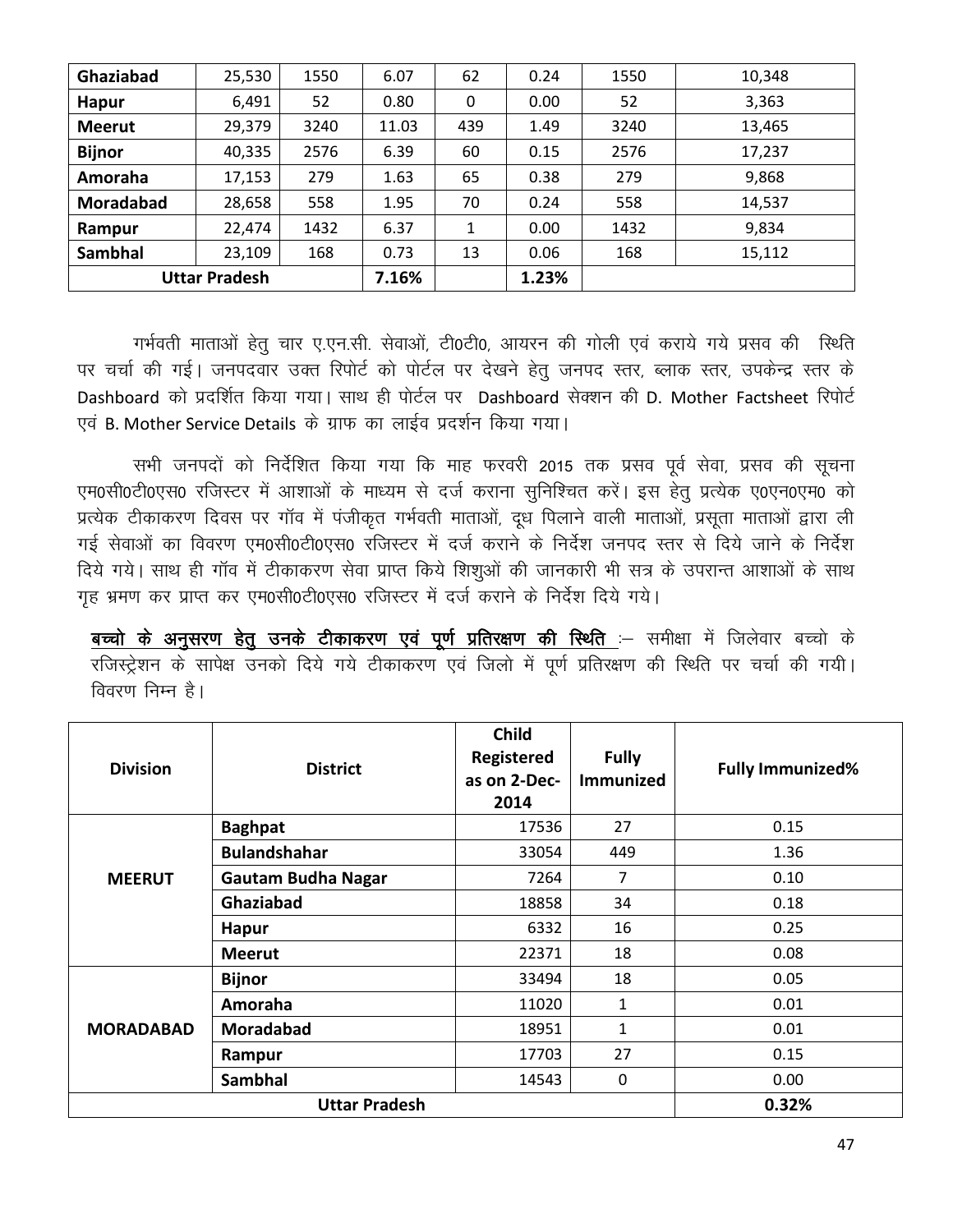| Ghaziabad | 25,530 | 1550 | 6.07 | 62 | 0.24 | 1550 | 10,348 |
|---|---|---|---|---|---|---|---|
| Hapur | 6,491 | 52 | 0.80 | 0 | 0.00 | 52 | 3,363 |
| Meerut | 29,379 | 3240 | 11.03 | 439 | 1.49 | 3240 | 13,465 |
| Bijnor | 40,335 | 2576 | 6.39 | 60 | 0.15 | 2576 | 17,237 |
| Amoraha | 17,153 | 279 | 1.63 | 65 | 0.38 | 279 | 9,868 |
| Moradabad | 28,658 | 558 | 1.95 | 70 | 0.24 | 558 | 14,537 |
| Rampur | 22,474 | 1432 | 6.37 | 1 | 0.00 | 1432 | 9,834 |
| Sambhal | 23,109 | 168 | 0.73 | 13 | 0.06 | 168 | 15,112 |
| Uttar Pradesh | | | 7.16% | | 1.23% | | |

गर्भवती माताओं हेतु चार ए.एन.सी. सेवाओं, टी0टी0, आयरन की गोली एवं कराये गये प्रसव की स्थिति पर चर्चा की गई। जनपदवार उक्त रिपोर्ट को पोर्टल पर देखने हेतु जनपद स्तर, ब्लाक स्तर, उपकेन्द्र स्तर के Dashboard को प्रदर्शित किया गया। साथ ही पोर्टल पर Dashboard सेक्शन की D. Mother Factsheet रिपोर्ट एवं B. Mother Service Details के ग्राफ का लाईव प्रदर्शन किया गया।

सभी जनपदों को निर्देशित किया गया कि माह फरवरी 2015 तक प्रसव पूर्व सेवा, प्रसव की सूचना एम0सी0टी0एस0 रजिस्टर में आशाओं के माध्यम से दर्ज कराना सुनिश्चित करें। इस हेतु प्रत्येक ए0एन0एम0 को प्रत्येक टीकाकरण दिवस पर गॉव में पंजीकृत गर्भवती माताओं, दूध पिलाने वाली माताओं, प्रसूता माताओं द्वारा ली गई सेवाओं का विवरण एम0सी0टी0एस0 रजिस्टर में दर्ज कराने के निर्देश जनपद स्तर से दिये जाने के निर्देश दिये गये। साथ ही गॉव में टीकाकरण सेवा प्राप्त किये शिशुओं की जानकारी भी सत्र के उपरान्त आशाओं के साथ गृह भ्रमण कर प्राप्त कर एम0सी0टी0एस0 रजिस्टर में दर्ज कराने के निर्देश दिये गये।

**<u>बच्चो के अनुसरण हेतु उनके टीकाकरण एवं पूर्ण प्रतिरक्षण की स्थिति</u>** :– समीक्षा में जिलेवार बच्चो के रजिस्ट्रेशन के सापेक्ष उनको दिये गये टीकाकरण एवं जिलो में पूर्ण प्रतिरक्षण की स्थिति पर चर्चा की गयी। विवरण निम्न है।

| Division | District | Child Registered as on 2-Dec-2014 | Fully Immunized | Fully Immunized% |
|---|---|---|---|---|
| MEERUT | Baghpat | 17536 | 27 | 0.15 |
| | Bulandshahar | 33054 | 449 | 1.36 |
| | Gautam Budha Nagar | 7264 | 7 | 0.10 |
| | Ghaziabad | 18858 | 34 | 0.18 |
| | Hapur | 6332 | 16 | 0.25 |
| | Meerut | 22371 | 18 | 0.08 |
| MORADABAD | Bijnor | 33494 | 18 | 0.05 |
| | Amoraha | 11020 | 1 | 0.01 |
| | Moradabad | 18951 | 1 | 0.01 |
| | Rampur | 17703 | 27 | 0.15 |
| | Sambhal | 14543 | 0 | 0.00 |
| Uttar Pradesh | | | | 0.32% |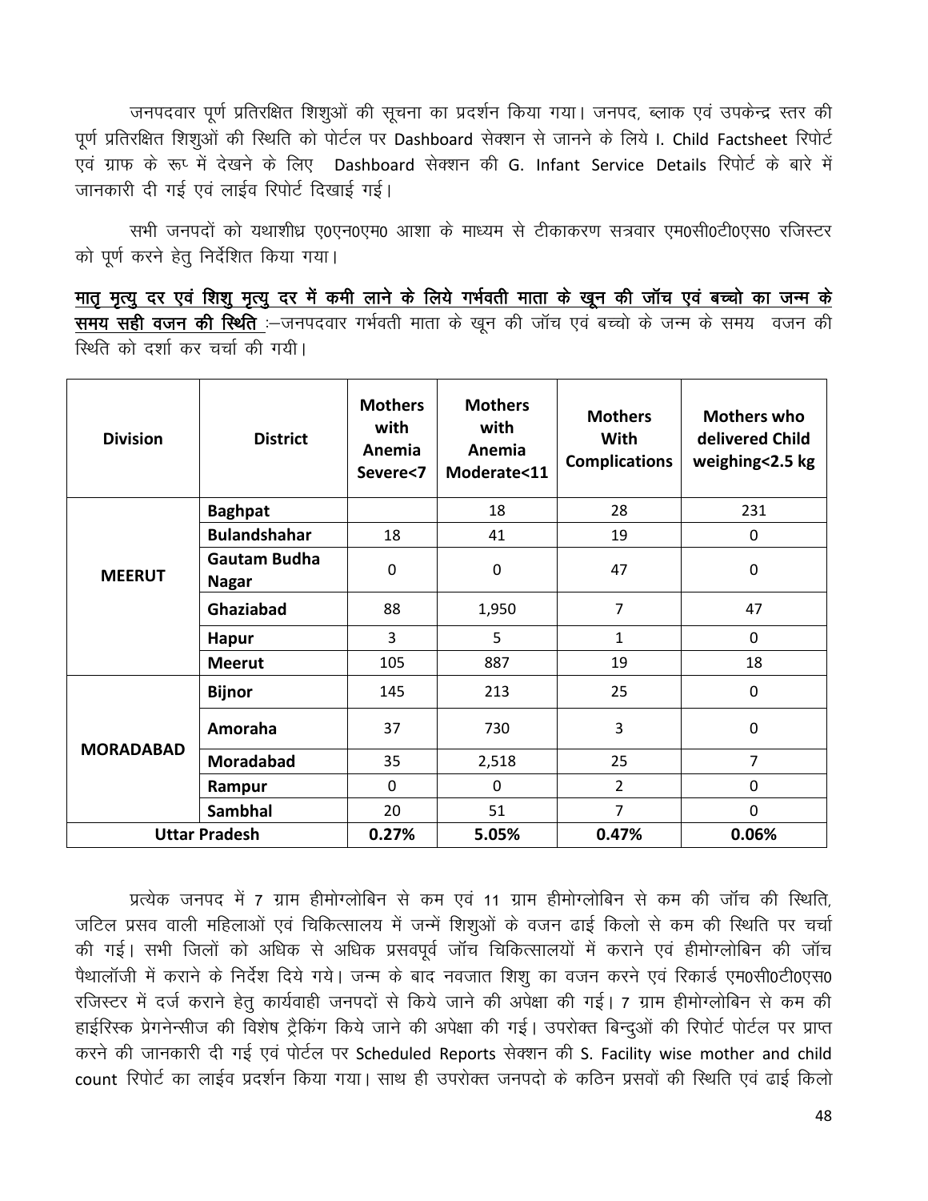जनपदवार पूर्ण प्रतिरक्षित शिशुओं की सूचना का प्रदर्शन किया गया। जनपद, ब्लाक एवं उपकेन्द्र स्तर की पूर्ण प्रतिरक्षित शिशुओं की स्थिति को पोर्टल पर Dashboard सेक्शन से जानने के लिये I. Child Factsheet रिपोर्ट एवं ग्राफ के रूप में देखने के लिए Dashboard सेक्शन की G. Infant Service Details रिपोर्ट के बारे में जानकारी दी गई एवं लाईव रिपोर्ट दिखाई गई।

सभी जनपदों को यथाशीध्र ए0एन0एम0 आशा के माध्यम से टीकाकरण सत्रवार एम0सी0टी0एस0 रजिस्टर को पूर्ण करने हेतु निर्देशित किया गया।

**<u>मातृ मृत्यु दर एवं शिशु मृत्यु दर में कमी लाने के लिये गर्भवती माता के खून की जॉच एवं बच्चो का जन्म के समय सही वजन की स्थिति</u>** :–जनपदवार गर्भवती माता के खून की जॉच एवं बच्चो के जन्म के समय वजन की स्थिति को दर्शा कर चर्चा की गयी।

| Division | District | Mothers with Anemia Severe<7 | Mothers with Anemia Moderate<11 | Mothers With Complications | Mothers who delivered Child weighing<2.5 kg |
|---|---|---|---|---|---|
| MEERUT | Baghpat | | 18 | 28 | 231 |
| | Bulandshahar | 18 | 41 | 19 | 0 |
| | Gautam Budha Nagar | 0 | 0 | 47 | 0 |
| | Ghaziabad | 88 | 1,950 | 7 | 47 |
| | Hapur | 3 | 5 | 1 | 0 |
| | Meerut | 105 | 887 | 19 | 18 |
| MORADABAD | Bijnor | 145 | 213 | 25 | 0 |
| | Amoraha | 37 | 730 | 3 | 0 |
| | Moradabad | 35 | 2,518 | 25 | 7 |
| | Rampur | 0 | 0 | 2 | 0 |
| | Sambhal | 20 | 51 | 7 | 0 |
| Uttar Pradesh | | 0.27% | 5.05% | 0.47% | 0.06% |

प्रत्येक जनपद में 7 ग्राम हीमोग्लोबिन से कम एवं 11 ग्राम हीमोग्लोबिन से कम की जॉच की स्थिति, जटिल प्रसव वाली महिलाओं एवं चिकित्सालय में जन्में शिशुओं के वजन ढाई किलो से कम की स्थिति पर चर्चा की गई। सभी जिलों को अधिक से अधिक प्रसवपूर्व जॉच चिकित्सालयों में कराने एवं हीमोग्लोबिन की जॉच पैथालॉजी में कराने के निर्देश दिये गये। जन्म के बाद नवजात शिशु का वजन करने एवं रिकार्ड एम0सी0टी0एस0 रजिस्टर में दर्ज कराने हेतु कार्यवाही जनपदों से किये जाने की अपेक्षा की गई। 7 ग्राम हीमोग्लोबिन से कम की हाईरिस्क प्रेगनेन्सीज की विशेष ट्रैकिंग किये जाने की अपेक्षा की गई। उपरोक्त बिन्दुओं की रिपोर्ट पोर्टल पर प्राप्त करने की जानकारी दी गई एवं पोर्टल पर Scheduled Reports सेक्शन की S. Facility wise mother and child count रिपोर्ट का लाईव प्रदर्शन किया गया। साथ ही उपरोक्त जनपदो के कठिन प्रसवों की स्थिति एवं ढाई किलो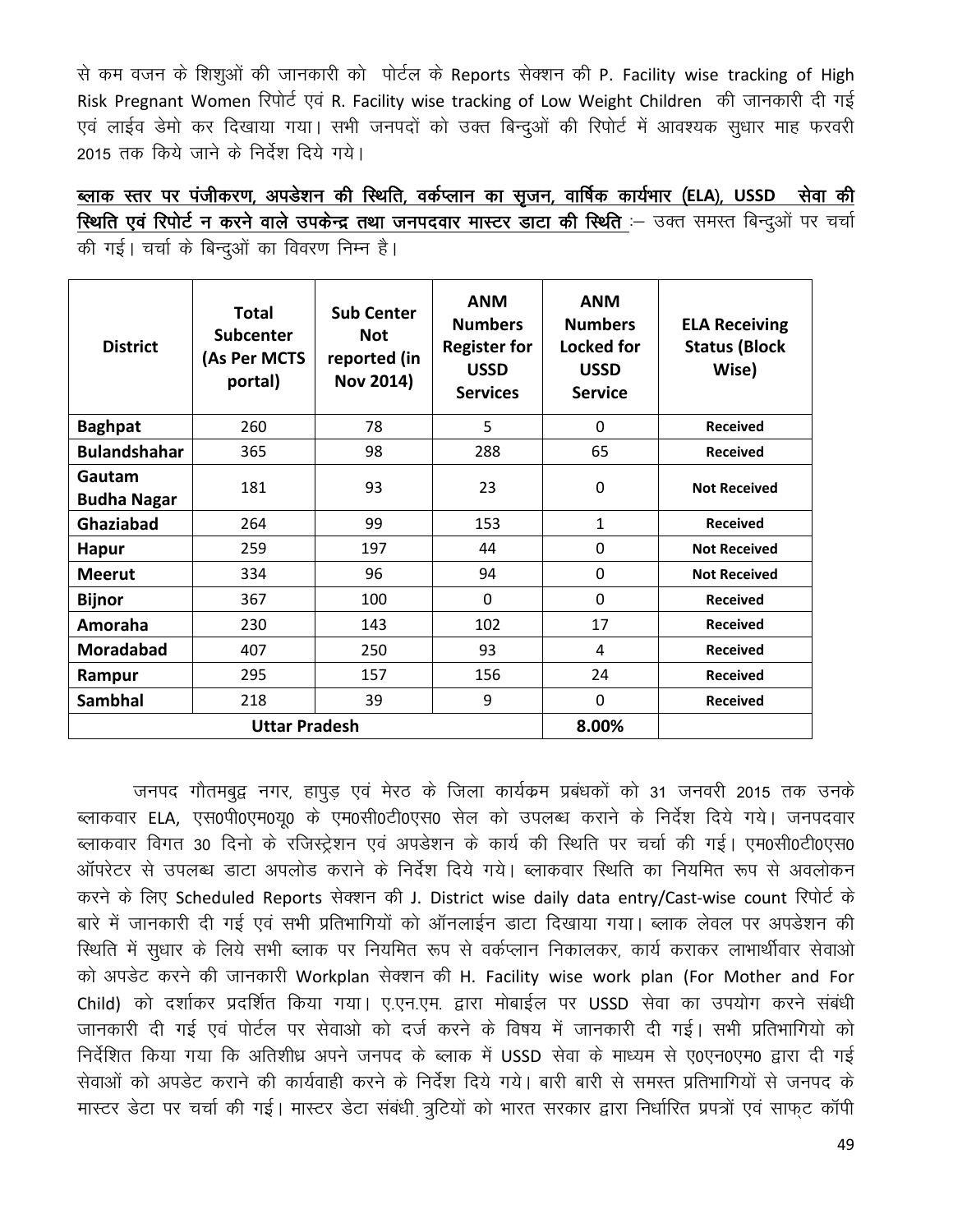से कम वजन के शिशुओं की जानकारी को पोर्टल के Reports सेक्शन की P. Facility wise tracking of High Risk Pregnant Women रिपोर्ट एवं R. Facility wise tracking of Low Weight Children की जानकारी दी गई एवं लाईव डेमो कर दिखाया गया। सभी जनपदों को उक्त बिन्दुओं की रिपोर्ट में आवश्यक सुधार माह फरवरी 2015 तक किये जाने के निर्देश दिये गये।

<u>**ब्लाक स्तर पर पंजीकरण, अपडेशन की स्थिति, वर्कप्लान का सृजन, वार्षिक कार्यभार (ELA), USSD सेवा की स्थिति एवं रिपोर्ट न करने वाले उपकेन्द्र तथा जनपदवार मास्टर डाटा की स्थिति**</u> :– उक्त समस्त बिन्दुओं पर चर्चा की गई। चर्चा के बिन्दुओं का विवरण निम्न है।

| District | Total Subcenter (As Per MCTS portal) | Sub Center Not reported (in Nov 2014) | ANM Numbers Register for USSD Services | ANM Numbers Locked for USSD Service | ELA Receiving Status (Block Wise) |
|---|---|---|---|---|---|
| **Baghpat** | 260 | 78 | 5 | 0 | **Received** |
| **Bulandshahar** | 365 | 98 | 288 | 65 | **Received** |
| **Gautam Budha Nagar** | 181 | 93 | 23 | 0 | **Not Received** |
| **Ghaziabad** | 264 | 99 | 153 | 1 | **Received** |
| **Hapur** | 259 | 197 | 44 | 0 | **Not Received** |
| **Meerut** | 334 | 96 | 94 | 0 | **Not Received** |
| **Bijnor** | 367 | 100 | 0 | 0 | **Received** |
| **Amoraha** | 230 | 143 | 102 | 17 | **Received** |
| **Moradabad** | 407 | 250 | 93 | 4 | **Received** |
| **Rampur** | 295 | 157 | 156 | 24 | **Received** |
| **Sambhal** | 218 | 39 | 9 | 0 | **Received** |
| **Uttar Pradesh** | | | | **8.00%** | |

जनपद गौतमबुद्व नगर, हापुड़ एवं मेरठ के जिला कार्यकम प्रबंधकों को 31 जनवरी 2015 तक उनके ब्लाकवार ELA, एस0पी0एम0यू0 के एम0सी0टी0एस0 सेल को उपलब्ध कराने के निर्देश दिये गये। जनपदवार ब्लाकवार विगत 30 दिनो के रजिस्ट्रेशन एवं अपडेशन के कार्य की स्थिति पर चर्चा की गई। एम0सी0टी0एस0 ऑपरेटर से उपलब्ध डाटा अपलोड कराने के निर्देश दिये गये। ब्लाकवार स्थिति का नियमित रूप से अवलोकन करने के लिए Scheduled Reports सेक्शन की J. District wise daily data entry/Cast-wise count रिपोर्ट के बारे में जानकारी दी गई एवं सभी प्रतिभागियों को ऑनलाईन डाटा दिखाया गया। ब्लाक लेवल पर अपडेशन की स्थिति में सुधार के लिये सभी ब्लाक पर नियमित रूप से वर्कप्लान निकालकर, कार्य कराकर लाभार्थीवार सेवाओ को अपडेट करने की जानकारी Workplan सेक्शन की H. Facility wise work plan (For Mother and For Child) को दर्शाकर प्रदर्शित किया गया। ए.एन.एम. द्वारा मोबाईल पर USSD सेवा का उपयोग करने संबंधी जानकारी दी गई एवं पोर्टल पर सेवाओ को दर्ज करने के विषय में जानकारी दी गई। सभी प्रतिभागियो को निर्देशित किया गया कि अतिशीध्र अपने जनपद के ब्लाक में USSD सेवा के माध्यम से ए0एन0एम0 द्वारा दी गई सेवाओं को अपडेट कराने की कार्यवाही करने के निर्देश दिये गये। बारी बारी से समस्त प्रतिभागियों से जनपद के मास्टर डेटा पर चर्चा की गई। मास्टर डेटा संबंधी त्रुटियों को भारत सरकार द्वारा निर्धारित प्रपत्रों एवं साफ्ट कॉपी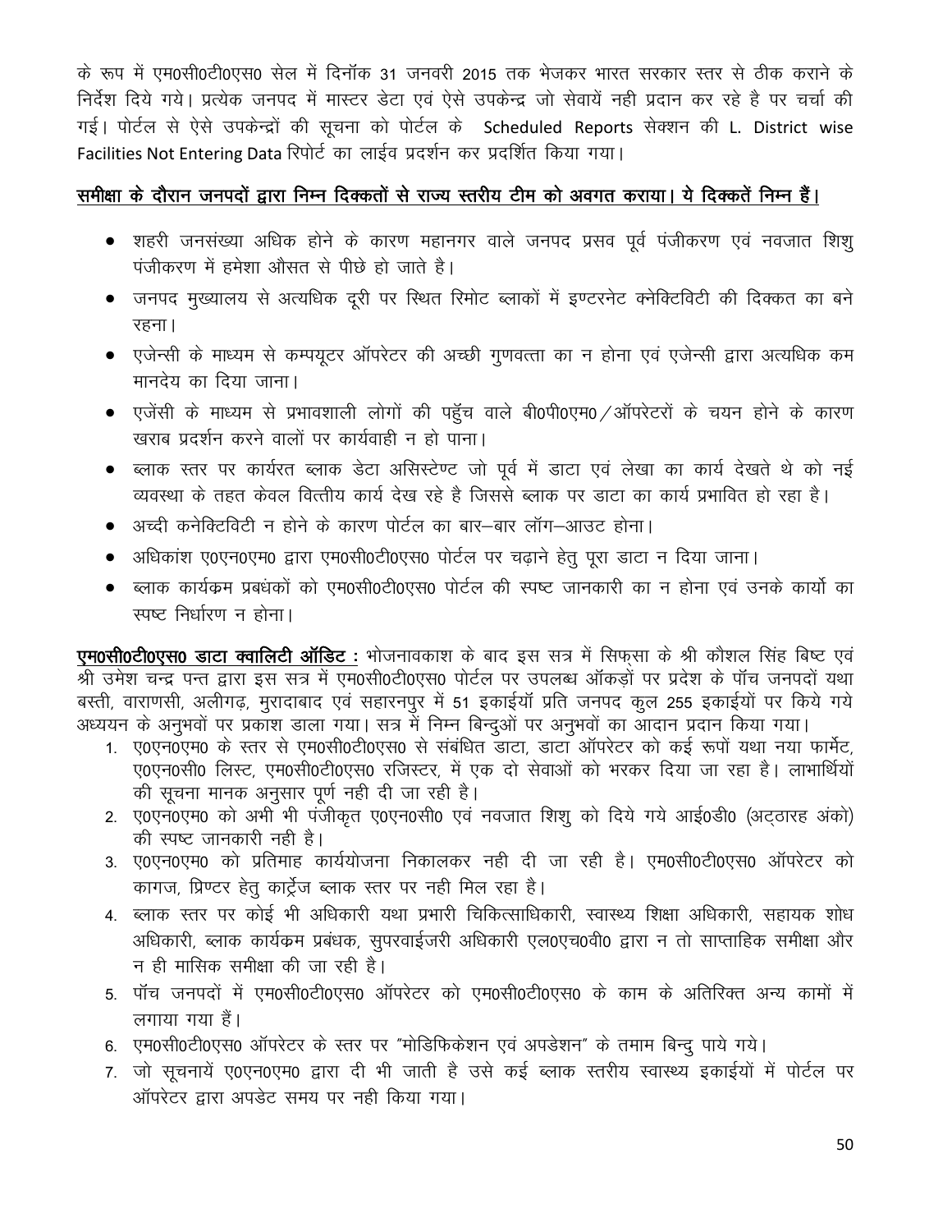के रूप में एम0सी0टी0एस0 सेल में दिनॉक 31 जनवरी 2015 तक भेजकर भारत सरकार स्तर से ठीक कराने के निर्देश दिये गये। प्रत्येक जनपद में मास्टर डेटा एवं ऐसे उपकेन्द्र जो सेवायें नही प्रदान कर रहे है पर चर्चा की गई। पोर्टल से ऐसे उपकेन्द्रों की सूचना को पोर्टल के Scheduled Reports सेक्शन की L. District wise Facilities Not Entering Data रिपोर्ट का लाईव प्रदर्शन कर प्रदर्शित किया गया।

**समीक्षा के दौरान जनपदों द्वारा निम्न दिक्कतों से राज्य स्तरीय टीम को अवगत कराया। ये दिक्कतें निम्न हैं।**

- शहरी जनसंख्या अधिक होने के कारण महानगर वाले जनपद प्रसव पूर्व पंजीकरण एवं नवजात शिशु पंजीकरण में हमेशा औसत से पीछे हो जाते है।
- जनपद मुख्यालय से अत्यधिक दूरी पर स्थित रिमोट ब्लाकों में इण्टरनेट क्नेक्टिविटी की दिक्कत का बने रहना।
- एजेन्सी के माध्यम से कम्पयूटर ऑपरेटर की अच्छी गुणवत्ता का न होना एवं एजेन्सी द्वारा अत्यधिक कम मानदेय का दिया जाना।
- एजेंसी के माध्यम से प्रभावशाली लोगों की पहुँच वाले बी0पी0एम0/ऑपरेटरों के चयन होने के कारण खराब प्रदर्शन करने वालों पर कार्यवाही न हो पाना।
- ब्लाक स्तर पर कार्यरत ब्लाक डेटा असिस्टेण्ट जो पूर्व में डाटा एवं लेखा का कार्य देखते थे को नई व्यवस्था के तहत केवल वित्तीय कार्य देख रहे है जिससे ब्लाक पर डाटा का कार्य प्रभावित हो रहा है।
- अच्दी कनेक्टिविटी न होने के कारण पोर्टल का बार–बार लॉग–आउट होना।
- अधिकांश ए0एन0एम0 द्वारा एम0सी0टी0एस0 पोर्टल पर चढ़ाने हेतु पूरा डाटा न दिया जाना।
- ब्लाक कार्यक्रम प्रबंधकों को एम0सी0टी0एस0 पोर्टल की स्पष्ट जानकारी का न होना एवं उनके कार्यो का स्पष्ट निर्धारण न होना।

**एम0सी0टी0एस0 डाटा क्वालिटी ऑडिट :** भोजनावकाश के बाद इस सत्र में सिफ्सा के श्री कौशल सिंह बिष्ट एवं श्री उमेश चन्द्र पन्त द्वारा इस सत्र में एम0सी0टी0एस0 पोर्टल पर उपलब्ध ऑकड़ों पर प्रदेश के पॉच जनपदों यथा बस्ती, वाराणसी, अलीगढ़, मुरादाबाद एवं सहारनपुर में 51 इकाईयॉ प्रति जनपद कुल 255 इकाईयों पर किये गये अध्ययन के अनुभवों पर प्रकाश डाला गया। सत्र में निम्न बिन्दुओं पर अनुभवों का आदान प्रदान किया गया।

1. ए0एन0एम0 के स्तर से एम0सी0टी0एस0 से संबंधित डाटा, डाटा ऑपरेटर को कई रूपों यथा नया फार्मेट, ए0एन0सी0 लिस्ट, एम0सी0टी0एस0 रजिस्टर, में एक दो सेवाओं को भरकर दिया जा रहा है। लाभार्थियों की सूचना मानक अनुसार पूर्ण नही दी जा रही है।
2. ए0एन0एम0 को अभी भी पंजीकृत ए0एन0सी0 एवं नवजात शिशु को दिये गये आई0डी0 (अट्ठारह अंको) की स्पष्ट जानकारी नही है।
3. ए0एन0एम0 को प्रतिमाह कार्ययोजना निकालकर नही दी जा रही है। एम0सी0टी0एस0 ऑपरेटर को कागज, प्रिण्टर हेतु कार्ट्रेज ब्लाक स्तर पर नही मिल रहा है।
4. ब्लाक स्तर पर कोई भी अधिकारी यथा प्रभारी चिकित्साधिकारी, स्वास्थ्य शिक्षा अधिकारी, सहायक शोध अधिकारी, ब्लाक कार्यक्रम प्रबंधक, सुपरवाईजरी अधिकारी एल0एच0वी0 द्वारा न तो साप्ताहिक समीक्षा और न ही मासिक समीक्षा की जा रही है।
5. पॉच जनपदों में एम0सी0टी0एस0 ऑपरेटर को एम0सी0टी0एस0 के काम के अतिरिक्त अन्य कामों में लगाया गया हैं।
6. एम0सी0टी0एस0 ऑपरेटर के स्तर पर "मोडिफिकेशन एवं अपडेशन" के तमाम बिन्दु पाये गये।
7. जो सूचनायें ए0एन0एम0 द्वारा दी भी जाती है उसे कई ब्लाक स्तरीय स्वास्थ्य इकाईयों में पोर्टल पर ऑपरेटर द्वारा अपडेट समय पर नही किया गया।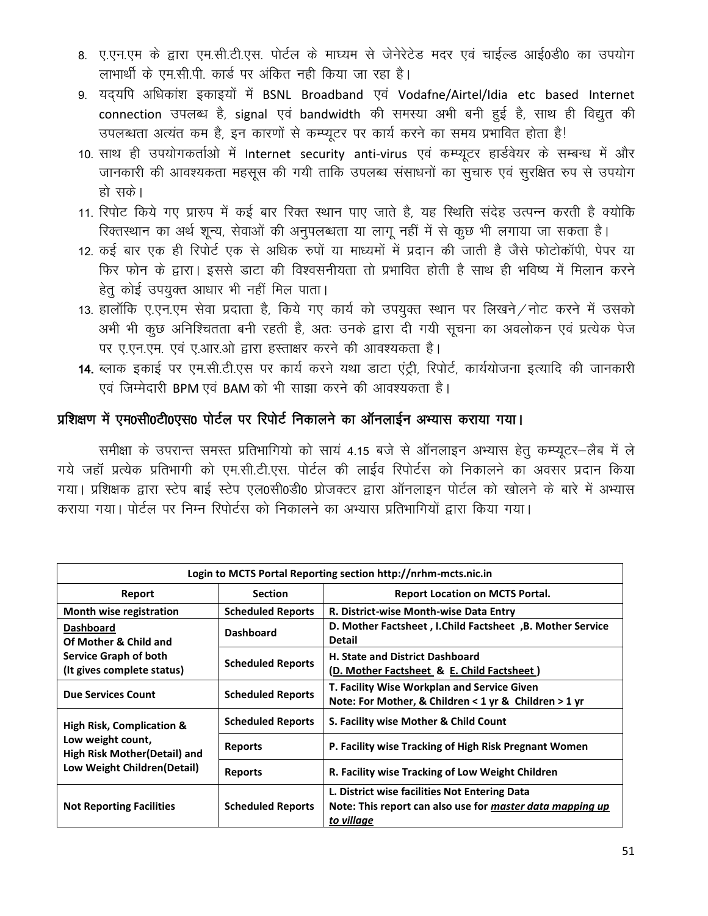8. ए.एन.एम के द्वारा एम.सी.टी.एस. पोर्टल के माध्यम से जेनेरेटेड मदर एवं चाईल्ड आई0डी0 का उपयोग लाभार्थी के एम.सी.पी. कार्ड पर अंकित नही किया जा रहा है।
9. यद्यपि अधिकांश इकाइयों में BSNL Broadband एवं Vodafne/Airtel/Idia etc based Internet connection उपलब्ध है, signal एवं bandwidth की समस्या अभी बनी हुई है, साथ ही विद्युत की उपलब्धता अत्यंत कम है, इन कारणों से कम्प्यूटर पर कार्य करने का समय प्रभावित होता है!
10. साथ ही उपयोगकर्ताओ में Internet security anti-virus एवं कम्प्यूटर हार्डवेयर के सम्बन्ध में और जानकारी की आवश्यकता महसूस की गयी ताकि उपलब्ध संसाधनों का सुचारु एवं सुरक्षित रुप से उपयोग हो सके।
11. रिपोट किये गए प्रारुप में कई बार रिक्त स्थान पाए जाते है, यह स्थिति संदेह उत्पन्न करती है क्योकि रिक्तस्थान का अर्थ शून्य, सेवाओं की अनुपलब्धता या लागू नहीं में से कुछ भी लगाया जा सकता है।
12. कई बार एक ही रिपोर्ट एक से अधिक रुपों या माध्यमों में प्रदान की जाती है जैसे फोटोकॉपी, पेपर या फिर फोन के द्वारा। इससे डाटा की विश्वसनीयता तो प्रभावित होती है साथ ही भविष्य में मिलान करने हेतु कोई उपयुक्त आधार भी नहीं मिल पाता।
13. हालॉकि ए.एन.एम सेवा प्रदाता है, किये गए कार्य को उपयुक्त स्थान पर लिखने/नोट करने में उसको अभी भी कुछ अनिश्चितता बनी रहती है, अतः उनके द्वारा दी गयी सूचना का अवलोकन एवं प्रत्येक पेज पर ए.एन.एम. एवं ए.आर.ओ द्वारा हस्ताक्षर करने की आवश्यकता है।
14. ब्लाक इकाई पर एम.सी.टी.एस पर कार्य करने यथा डाटा एंट्री, रिपोर्ट, कार्ययोजना इत्यादि की जानकारी एवं जिम्मेदारी BPM एवं BAM को भी साझा करने की आवश्यकता है।

## प्रशिक्षण में एम0सी0टी0एस0 पोर्टल पर रिपोर्ट निकालने का ऑनलाईन अभ्यास कराया गया।

समीक्षा के उपरान्त समस्त प्रतिभागियो को सायं 4.15 बजे से ऑनलाइन अभ्यास हेतु कम्प्यूटर–लैब में ले गये जहॉं प्रत्येक प्रतिभागी को एम.सी.टी.एस. पोर्टल की लाईव रिपोर्टस को निकालने का अवसर प्रदान किया गया। प्रशिक्षक द्वारा स्टेप बाई स्टेप एल0सी0डी0 प्रोजक्टर द्वारा ऑनलाइन पोर्टल को खोलने के बारे में अभ्यास कराया गया। पोर्टल पर निम्न रिपोर्टस को निकालने का अभ्यास प्रतिभागियों द्वारा किया गया।

| Login to MCTS Portal Reporting section http://nrhm-mcts.nic.in | | |
|---|---|---|
| **Report** | **Section** | **Report Location on MCTS Portal.** |
| **Month wise registration** | **Scheduled Reports** | **R. District-wise Month-wise Data Entry** |
| **Dashboard Of Mother & Child and** | **Dashboard** | **D. Mother Factsheet , I.Child Factsheet ,B. Mother Service Detail** |
| **Service Graph of both (It gives complete status)** | **Scheduled Reports** | **H. State and District Dashboard (D. Mother Factsheet & E. Child Factsheet )** |
| **Due Services Count** | **Scheduled Reports** | **T. Facility Wise Workplan and Service Given Note: For Mother, & Children < 1 yr & Children > 1 yr** |
| **High Risk, Complication & Low weight count, High Risk Mother(Detail) and Low Weight Children(Detail)** | **Scheduled Reports** | **S. Facility wise Mother & Child Count** |
| | **Reports** | **P. Facility wise Tracking of High Risk Pregnant Women** |
| | **Reports** | **R. Facility wise Tracking of Low Weight Children** |
| **Not Reporting Facilities** | **Scheduled Reports** | **L. District wise facilities Not Entering Data Note: This report can also use for *master data mapping up to village*** |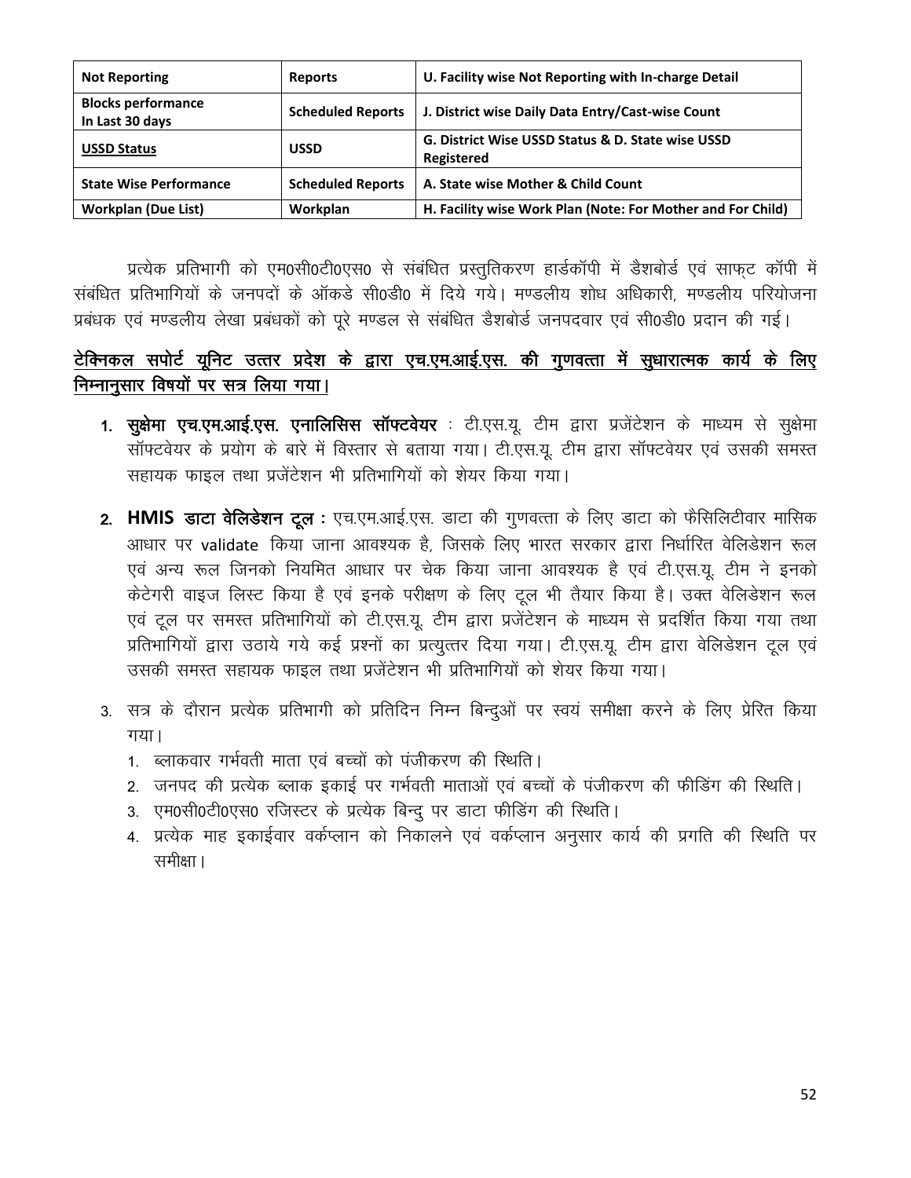| Not Reporting | Reports | U. Facility wise Not Reporting with In-charge Detail |
| --- | --- | --- |
| Blocks performance In Last 30 days | Scheduled Reports | J. District wise Daily Data Entry/Cast-wise Count |
| USSD Status | USSD | G. District Wise USSD Status & D. State wise USSD Registered |
| State Wise Performance | Scheduled Reports | A. State wise Mother & Child Count |
| Workplan (Due List) | Workplan | H. Facility wise Work Plan (Note: For Mother and For Child) |

प्रत्येक प्रतिभागी को एम0सी0टी0एस0 से संबंधित प्रस्तुतिकरण हार्डकॉपी में डैशबोर्ड एवं साफ्ट कॉपी में संबंधित प्रतिभागियों के जनपदों के ऑकडे सी0डी0 में दिये गये। मण्डलीय शोध अधिकारी, मण्डलीय परियोजना प्रबंधक एवं मण्डलीय लेखा प्रबंधकों को पूरे मण्डल से संबंधित डैशबोर्ड जनपदवार एवं सी0डी0 प्रदान की गई।

## टेक्निकल सपोर्ट यूनिट उत्तर प्रदेश के द्वारा एच.एम.आई.एस. की गुणवत्ता में सुधारात्मक कार्य के लिए निम्नानुसार विषयों पर सत्र लिया गया।

1. **सुक्षेमा एच.एम.आई.एस. एनालिसिस सॉफ्टवेयर** : टी.एस.यू. टीम द्वारा प्रजेंटेशन के माध्यम से सुक्षेमा सॉफ्टवेयर के प्रयोग के बारे में विस्तार से बताया गया। टी.एस.यू. टीम द्वारा सॉफ्टवेयर एवं उसकी समस्त सहायक फाइल तथा प्रजेंटेशन भी प्रतिभागियों को शेयर किया गया।

2. **HMIS डाटा वेलिडेशन टूल :** एच.एम.आई.एस. डाटा की गुणवत्ता के लिए डाटा को फैसिलिटीवार मासिक आधार पर validate किया जाना आवश्यक है, जिसके लिए भारत सरकार द्वारा निर्धारित वेलिडेशन रूल एवं अन्य रूल जिनको नियमित आधार पर चेक किया जाना आवश्यक है एवं टी.एस.यू. टीम ने इनको केटेगरी वाइज लिस्ट किया है एवं इनके परीक्षण के लिए टूल भी तैयार किया है। उक्त वेलिडेशन रूल एवं टूल पर समस्त प्रतिभागियों को टी.एस.यू. टीम द्वारा प्रजेंटेशन के माध्यम से प्रदर्शित किया गया तथा प्रतिभागियों द्वारा उठाये गये कई प्रश्नों का प्रत्युत्तर दिया गया। टी.एस.यू. टीम द्वारा वेलिडेशन टूल एवं उसकी समस्त सहायक फाइल तथा प्रजेंटेशन भी प्रतिभागियों को शेयर किया गया।

3. सत्र के दौरान प्रत्येक प्रतिभागी को प्रतिदिन निम्न बिन्दुओं पर स्वयं समीक्षा करने के लिए प्रेरित किया गया।
   1. ब्लाकवार गर्भवती माता एवं बच्चों को पंजीकरण की स्थिति।
   2. जनपद की प्रत्येक ब्लाक इकाई पर गर्भवती माताओं एवं बच्चों के पंजीकरण की फीडिंग की स्थिति।
   3. एम0सी0टी0एस0 रजिस्टर के प्रत्येक बिन्दु पर डाटा फीडिंग की स्थिति।
   4. प्रत्येक माह इकाईवार वर्कप्लान को निकालने एवं वर्कप्लान अनुसार कार्य की प्रगति की स्थिति पर समीक्षा।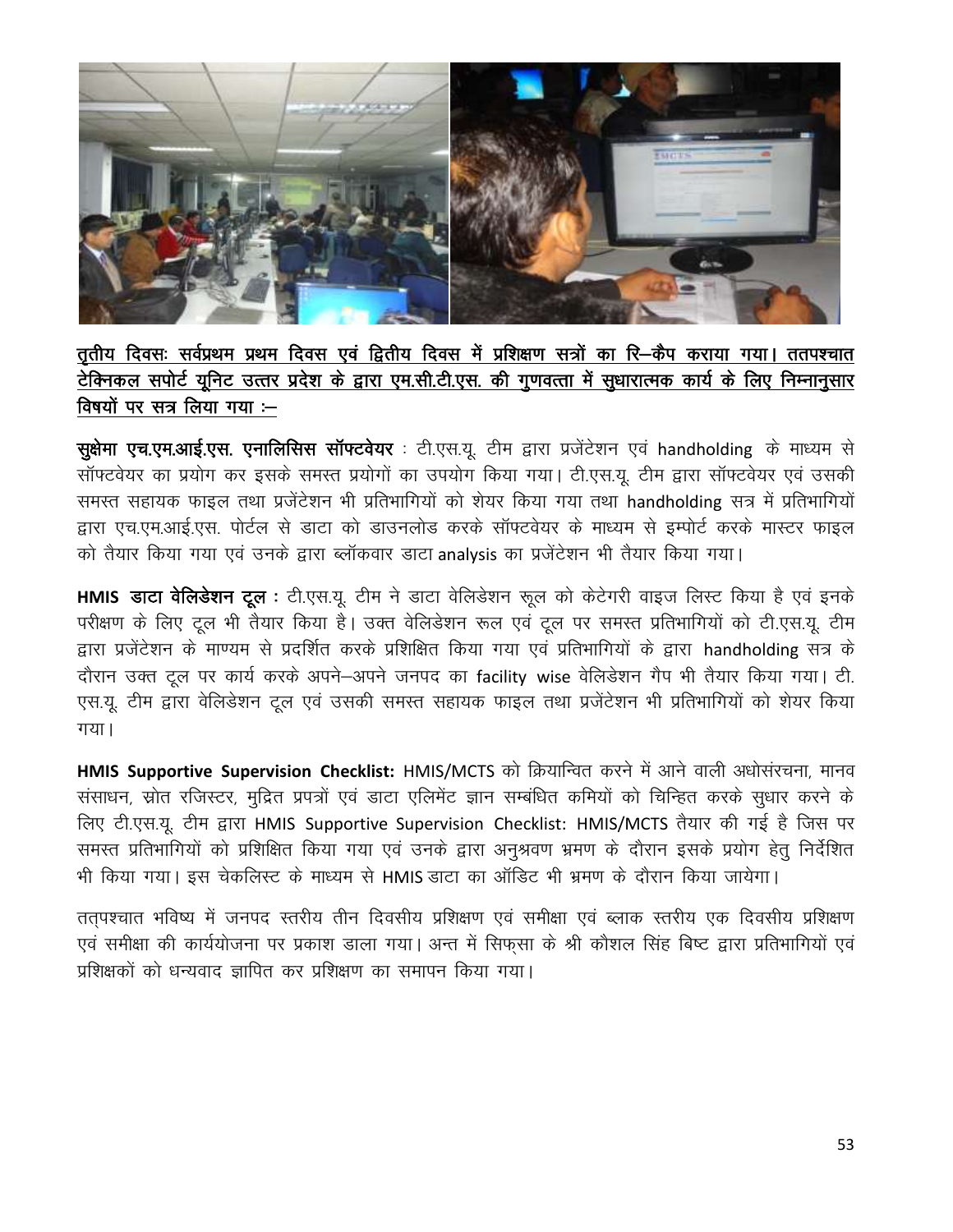**<u>तृतीय दिवसः सर्वप्रथम प्रथम दिवस एवं द्वितीय दिवस में प्रशिक्षण सत्रों का रि–कैप कराया गया। ततपश्चात टेक्निकल सपोर्ट यूनिट उत्तर प्रदेश के द्वारा एम.सी.टी.एस. की गुणवत्ता में सुधारात्मक कार्य के लिए निम्नानुसार विषयों पर सत्र लिया गया :–</u>**

**सुक्षेमा एच.एम.आई.एस. एनालिसिस सॉफ्टवेयर** : टी.एस.यू. टीम द्वारा प्रजेंटेशन एवं handholding के माध्यम से सॉफ्टवेयर का प्रयोग कर इसके समस्त प्रयोगों का उपयोग किया गया। टी.एस.यू. टीम द्वारा सॉफ्टवेयर एवं उसकी समस्त सहायक फाइल तथा प्रजेंटेशन भी प्रतिभागियों को शेयर किया गया तथा handholding सत्र में प्रतिभागियों द्वारा एच.एम.आई.एस. पोर्टल से डाटा को डाउनलोड करके सॉफ्टवेयर के माध्यम से इम्पोर्ट करके मास्टर फाइल को तैयार किया गया एवं उनके द्वारा ब्लॉकवार डाटा analysis का प्रजेंटेशन भी तैयार किया गया।

**HMIS डाटा वेलिडेशन टूल :** टी.एस.यू. टीम ने डाटा वेलिडेशन रूल को केटेगरी वाइज लिस्ट किया है एवं इनके परीक्षण के लिए टूल भी तैयार किया है। उक्त वेलिडेशन रूल एवं टूल पर समस्त प्रतिभागियों को टी.एस.यू. टीम द्वारा प्रजेंटेशन के माण्यम से प्रदर्शित करके प्रशिक्षित किया गया एवं प्रतिभागियों के द्वारा handholding सत्र के दौरान उक्त टूल पर कार्य करके अपने–अपने जनपद का facility wise वेलिडेशन गैप भी तैयार किया गया। टी.एस.यू. टीम द्वारा वेलिडेशन टूल एवं उसकी समस्त सहायक फाइल तथा प्रजेंटेशन भी प्रतिभागियों को शेयर किया गया।

**HMIS Supportive Supervision Checklist:** HMIS/MCTS को क्रियान्वित करने में आने वाली अधोसंरचना, मानव संसाधन, स्रोत रजिस्टर, मुद्रित प्रपत्रों एवं डाटा एलिमेंट ज्ञान सम्बंधित कमियों को चिन्हित करके सुधार करने के लिए टी.एस.यू. टीम द्वारा HMIS Supportive Supervision Checklist: HMIS/MCTS तैयार की गई है जिस पर समस्त प्रतिभागियों को प्रशिक्षित किया गया एवं उनके द्वारा अनुश्रवण भ्रमण के दौरान इसके प्रयोग हेतु निर्देशित भी किया गया। इस चेकलिस्ट के माध्यम से HMIS डाटा का ऑडिट भी भ्रमण के दौरान किया जायेगा।

ततपश्चात भविष्य में जनपद स्तरीय तीन दिवसीय प्रशिक्षण एवं समीक्षा एवं ब्लाक स्तरीय एक दिवसीय प्रशिक्षण एवं समीक्षा की कार्ययोजना पर प्रकाश डाला गया। अन्त में सिफ्सा के श्री कौशल सिंह बिष्ट द्वारा प्रतिभागियों एवं प्रशिक्षकों को धन्यवाद ज्ञापित कर प्रशिक्षण का समापन किया गया।